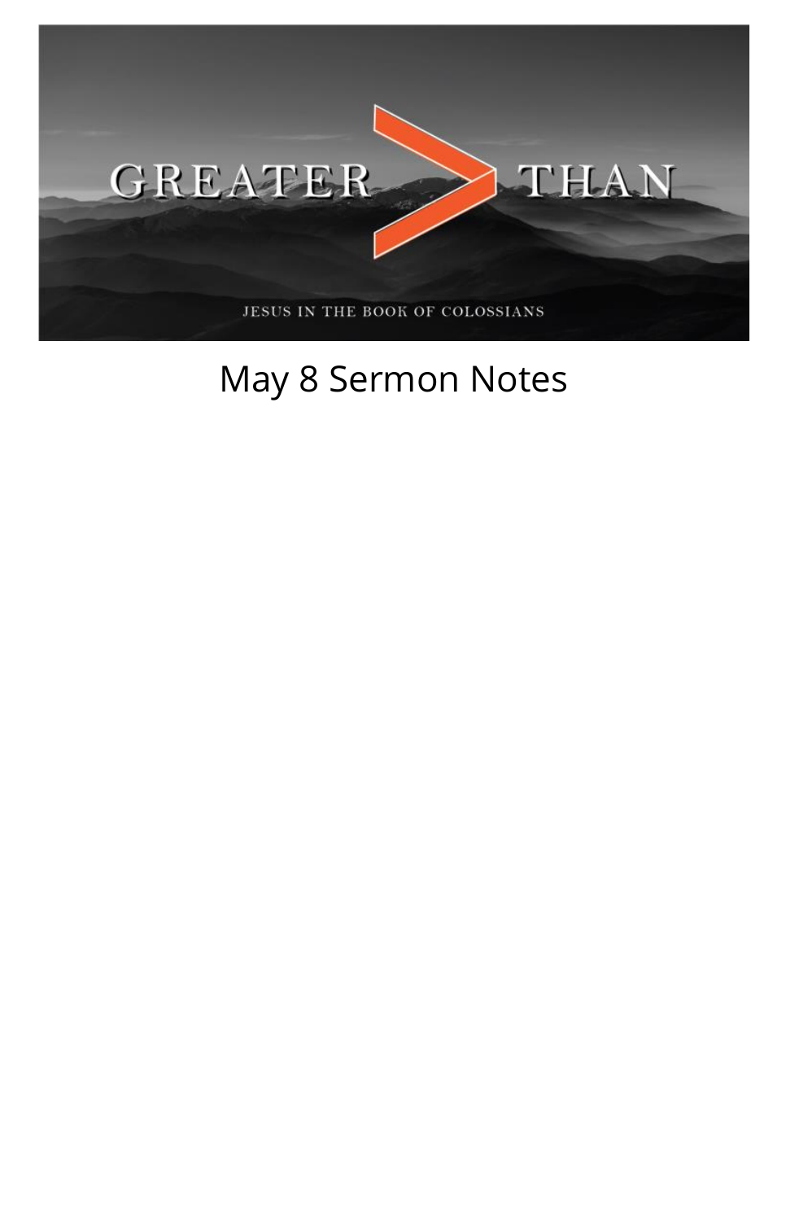GREATER > THAN

JESUS IN THE BOOK OF COLOSSIANS

# May 8 Sermon Notes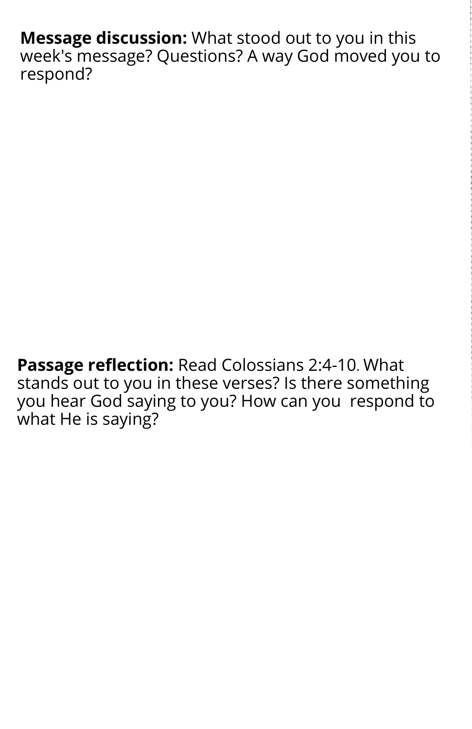**Message discussion:** What stood out to you in this week's message? Questions? A way God moved you to respond?

**Passage reflection:** Read Colossians 2:4-10. What stands out to you in these verses? Is there something you hear God saying to you? How can you respond to what He is saying?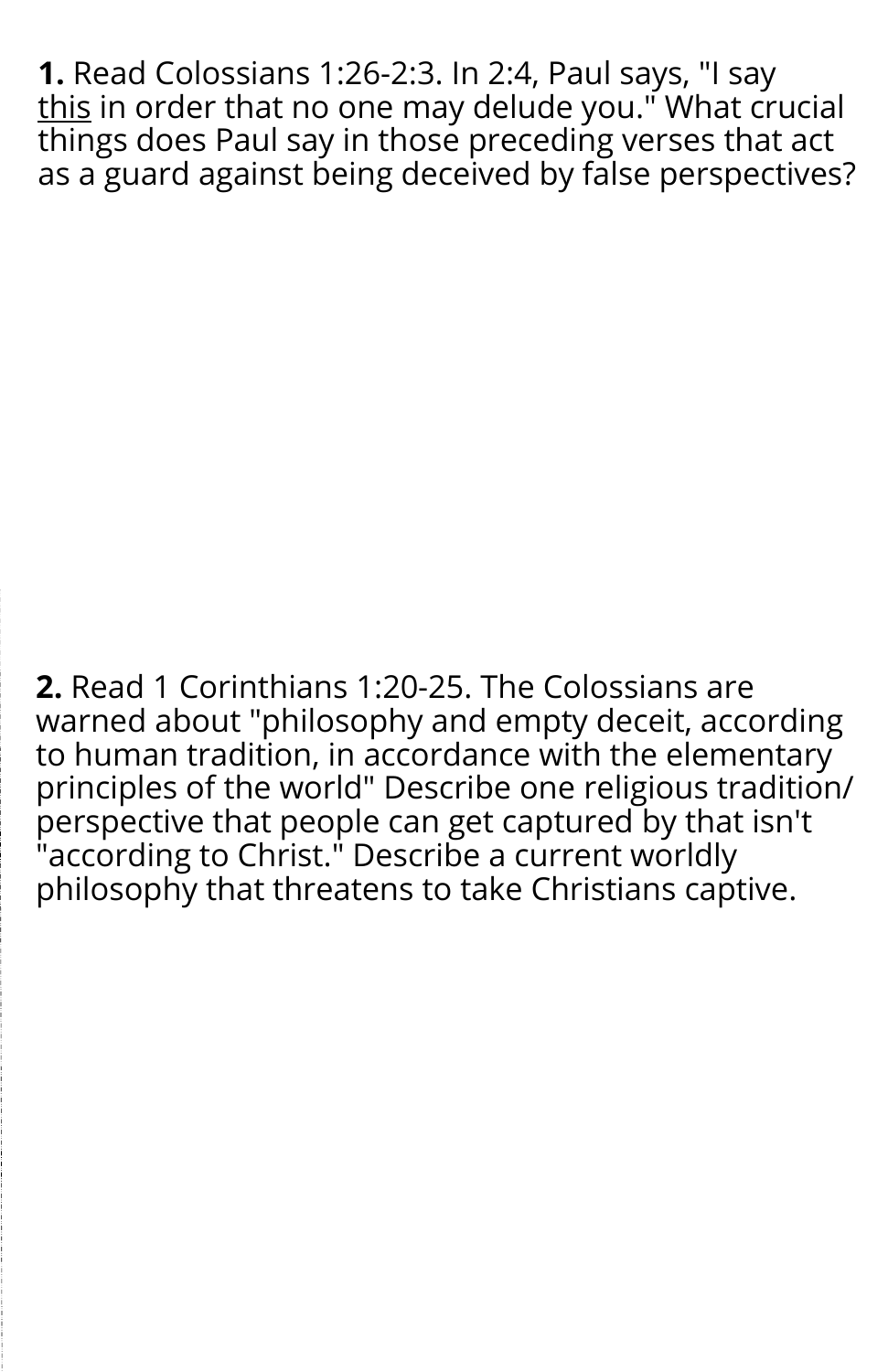**1.** Read Colossians 1:26-2:3. In 2:4, Paul says, "I say <u>this</u> in order that no one may delude you." What crucial things does Paul say in those preceding verses that act as a guard against being deceived by false perspectives?

**2.** Read 1 Corinthians 1:20-25. The Colossians are warned about "philosophy and empty deceit, according to human tradition, in accordance with the elementary principles of the world" Describe one religious tradition/ perspective that people can get captured by that isn't "according to Christ." Describe a current worldly philosophy that threatens to take Christians captive.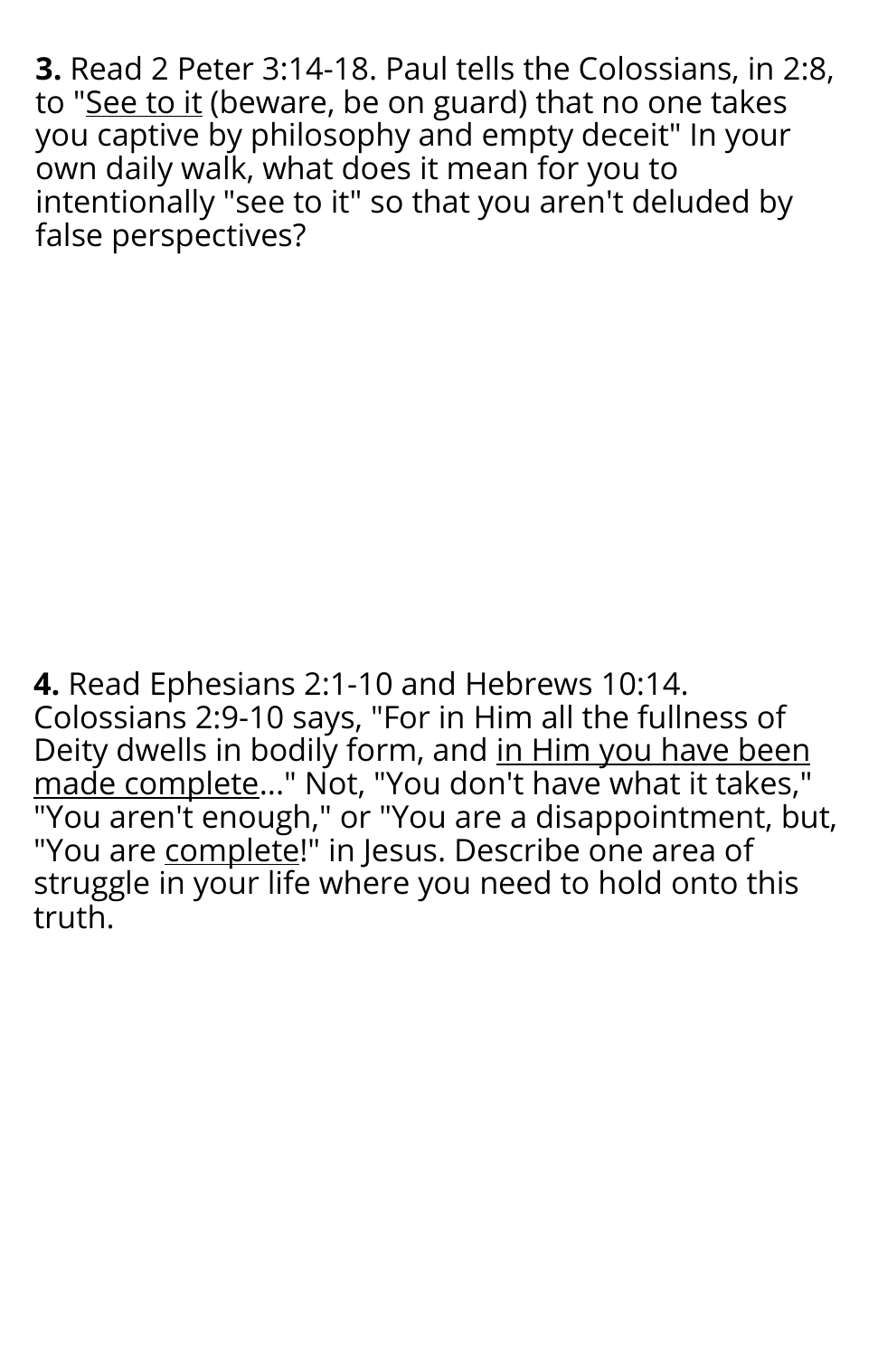**3.** Read 2 Peter 3:14-18. Paul tells the Colossians, in 2:8, to "<u>See to it</u> (beware, be on guard) that no one takes you captive by philosophy and empty deceit" In your own daily walk, what does it mean for you to intentionally "see to it" so that you aren't deluded by false perspectives?

**4.** Read Ephesians 2:1-10 and Hebrews 10:14. Colossians 2:9-10 says, "For in Him all the fullness of Deity dwells in bodily form, and <u>in Him you have been made complete</u>..." Not, "You don't have what it takes," "You aren't enough," or "You are a disappointment, but, "You are <u>complete</u>!" in Jesus. Describe one area of struggle in your life where you need to hold onto this truth.